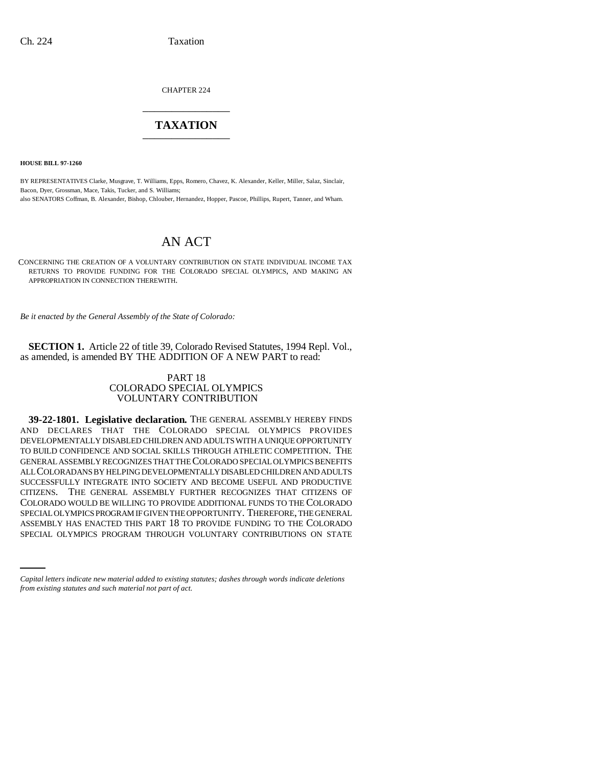CHAPTER 224

# TAXATION

**HOUSE BILL 97-1260**

BY REPRESENTATIVES Clarke, Musgrave, T. Williams, Epps, Romero, Chavez, K. Alexander, Keller, Miller, Salaz, Sinclair, Bacon, Dyer, Grossman, Mace, Takis, Tucker, and S. Williams;
also SENATORS Coffman, B. Alexander, Bishop, Chlouber, Hernandez, Hopper, Pascoe, Phillips, Rupert, Tanner, and Wham.

## AN ACT

CONCERNING THE CREATION OF A VOLUNTARY CONTRIBUTION ON STATE INDIVIDUAL INCOME TAX RETURNS TO PROVIDE FUNDING FOR THE COLORADO SPECIAL OLYMPICS, AND MAKING AN APPROPRIATION IN CONNECTION THEREWITH.

*Be it enacted by the General Assembly of the State of Colorado:*

**SECTION 1.** Article 22 of title 39, Colorado Revised Statutes, 1994 Repl. Vol., as amended, is amended BY THE ADDITION OF A NEW PART to read:

PART 18
COLORADO SPECIAL OLYMPICS
VOLUNTARY CONTRIBUTION

**39-22-1801. Legislative declaration.** THE GENERAL ASSEMBLY HEREBY FINDS AND DECLARES THAT THE COLORADO SPECIAL OLYMPICS PROVIDES DEVELOPMENTALLY DISABLED CHILDREN AND ADULTS WITH A UNIQUE OPPORTUNITY TO BUILD CONFIDENCE AND SOCIAL SKILLS THROUGH ATHLETIC COMPETITION. THE GENERAL ASSEMBLY RECOGNIZES THAT THE COLORADO SPECIAL OLYMPICS BENEFITS ALL COLORADANS BY HELPING DEVELOPMENTALLY DISABLED CHILDREN AND ADULTS SUCCESSFULLY INTEGRATE INTO SOCIETY AND BECOME USEFUL AND PRODUCTIVE CITIZENS. THE GENERAL ASSEMBLY FURTHER RECOGNIZES THAT CITIZENS OF COLORADO WOULD BE WILLING TO PROVIDE ADDITIONAL FUNDS TO THE COLORADO SPECIAL OLYMPICS PROGRAM IF GIVEN THE OPPORTUNITY. THEREFORE, THE GENERAL ASSEMBLY HAS ENACTED THIS PART 18 TO PROVIDE FUNDING TO THE COLORADO SPECIAL OLYMPICS PROGRAM THROUGH VOLUNTARY CONTRIBUTIONS ON STATE

*Capital letters indicate new material added to existing statutes; dashes through words indicate deletions from existing statutes and such material not part of act.*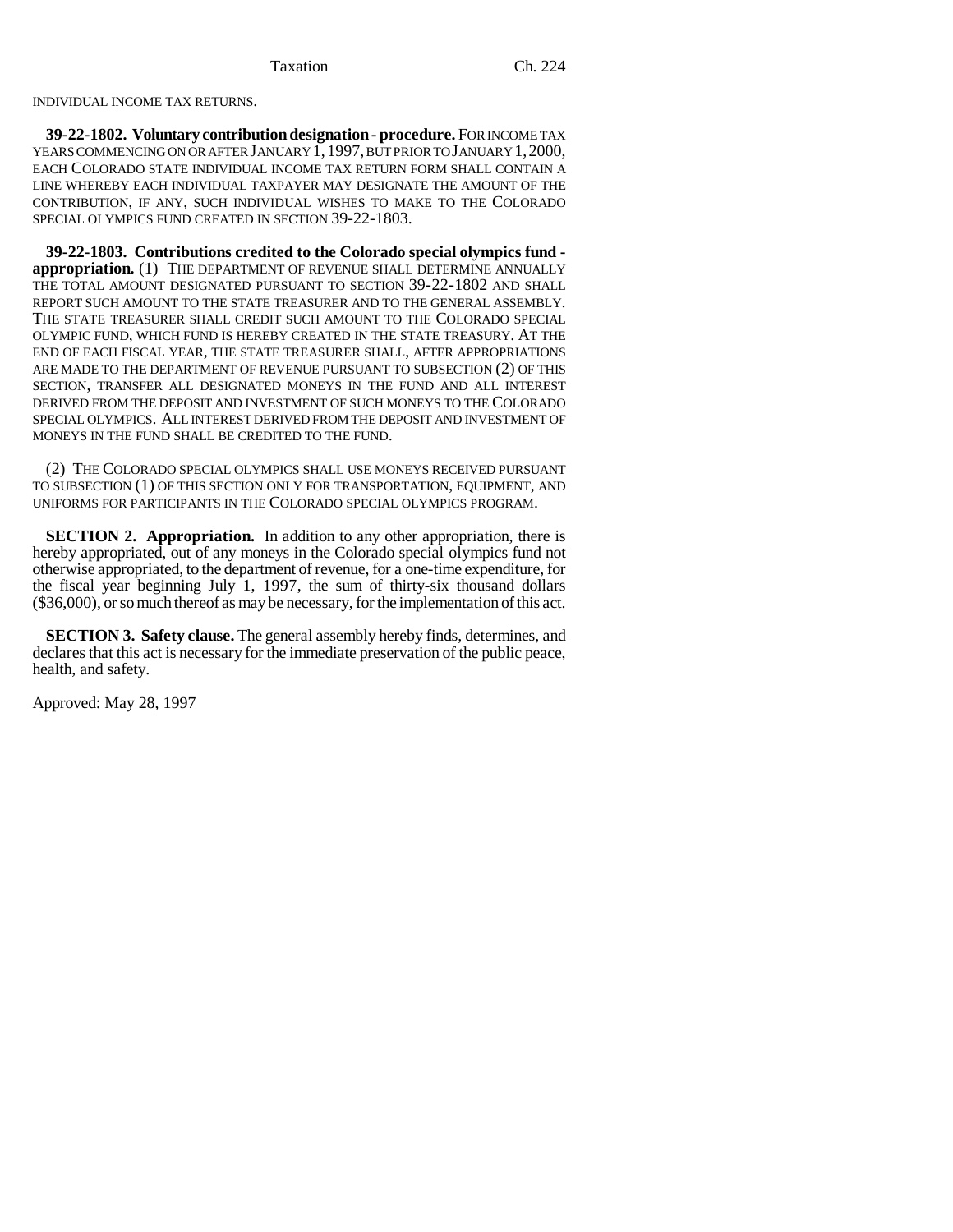INDIVIDUAL INCOME TAX RETURNS.

**39-22-1802. Voluntary contribution designation - procedure.** FOR INCOME TAX YEARS COMMENCING ON OR AFTER JANUARY 1, 1997, BUT PRIOR TO JANUARY 1, 2000, EACH COLORADO STATE INDIVIDUAL INCOME TAX RETURN FORM SHALL CONTAIN A LINE WHEREBY EACH INDIVIDUAL TAXPAYER MAY DESIGNATE THE AMOUNT OF THE CONTRIBUTION, IF ANY, SUCH INDIVIDUAL WISHES TO MAKE TO THE COLORADO SPECIAL OLYMPICS FUND CREATED IN SECTION 39-22-1803.

**39-22-1803. Contributions credited to the Colorado special olympics fund - appropriation.** (1) THE DEPARTMENT OF REVENUE SHALL DETERMINE ANNUALLY THE TOTAL AMOUNT DESIGNATED PURSUANT TO SECTION 39-22-1802 AND SHALL REPORT SUCH AMOUNT TO THE STATE TREASURER AND TO THE GENERAL ASSEMBLY. THE STATE TREASURER SHALL CREDIT SUCH AMOUNT TO THE COLORADO SPECIAL OLYMPIC FUND, WHICH FUND IS HEREBY CREATED IN THE STATE TREASURY. AT THE END OF EACH FISCAL YEAR, THE STATE TREASURER SHALL, AFTER APPROPRIATIONS ARE MADE TO THE DEPARTMENT OF REVENUE PURSUANT TO SUBSECTION (2) OF THIS SECTION, TRANSFER ALL DESIGNATED MONEYS IN THE FUND AND ALL INTEREST DERIVED FROM THE DEPOSIT AND INVESTMENT OF SUCH MONEYS TO THE COLORADO SPECIAL OLYMPICS. ALL INTEREST DERIVED FROM THE DEPOSIT AND INVESTMENT OF MONEYS IN THE FUND SHALL BE CREDITED TO THE FUND.

(2) THE COLORADO SPECIAL OLYMPICS SHALL USE MONEYS RECEIVED PURSUANT TO SUBSECTION (1) OF THIS SECTION ONLY FOR TRANSPORTATION, EQUIPMENT, AND UNIFORMS FOR PARTICIPANTS IN THE COLORADO SPECIAL OLYMPICS PROGRAM.

**SECTION 2. Appropriation.** In addition to any other appropriation, there is hereby appropriated, out of any moneys in the Colorado special olympics fund not otherwise appropriated, to the department of revenue, for a one-time expenditure, for the fiscal year beginning July 1, 1997, the sum of thirty-six thousand dollars ($36,000), or so much thereof as may be necessary, for the implementation of this act.

**SECTION 3. Safety clause.** The general assembly hereby finds, determines, and declares that this act is necessary for the immediate preservation of the public peace, health, and safety.

Approved: May 28, 1997